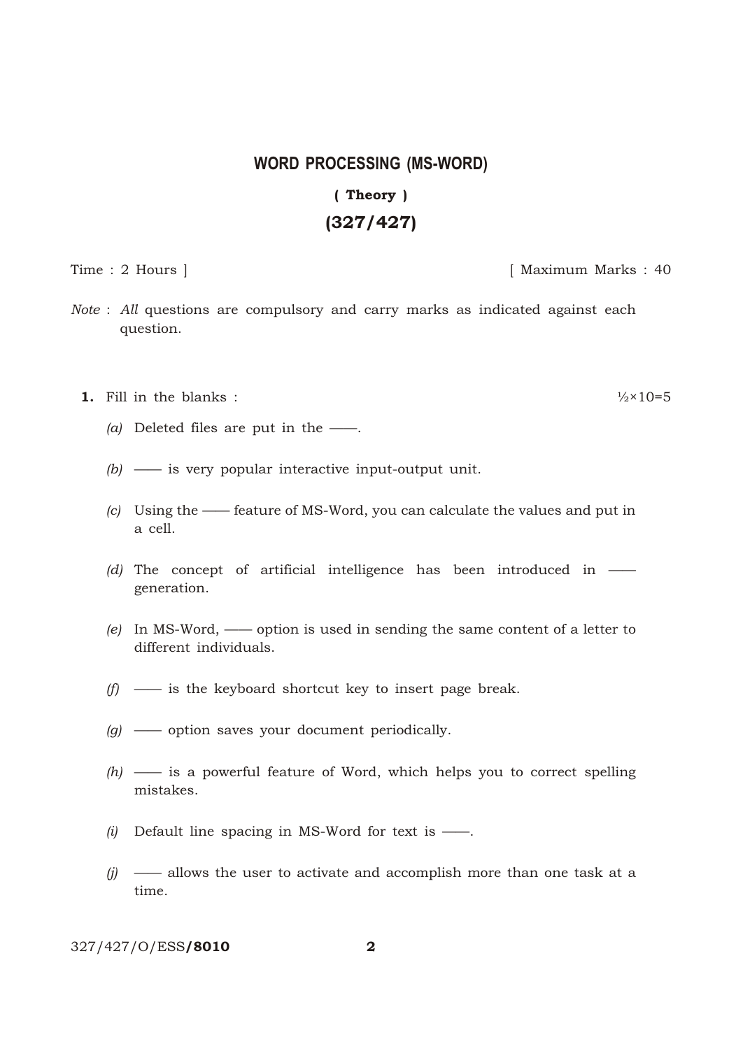# WORD PROCESSING (MS-WORD)

**( Theory )**

**(327/427)**

Time : 2 Hours ] [ Maximum Marks : 40

*Note* : *All* questions are compulsory and carry marks as indicated against each question.

**1.** Fill in the blanks : ½×10=5

*(a)* Deleted files are put in the ——.

*(b)* —— is very popular interactive input-output unit.

*(c)* Using the —— feature of MS-Word, you can calculate the values and put in a cell.

*(d)* The concept of artificial intelligence has been introduced in —— generation.

*(e)* In MS-Word, —— option is used in sending the same content of a letter to different individuals.

*(f)* —— is the keyboard shortcut key to insert page break.

*(g)* —— option saves your document periodically.

*(h)* —— is a powerful feature of Word, which helps you to correct spelling mistakes.

*(i)* Default line spacing in MS-Word for text is ——.

*(j)* —— allows the user to activate and accomplish more than one task at a time.

327/427/O/ESS/**8010**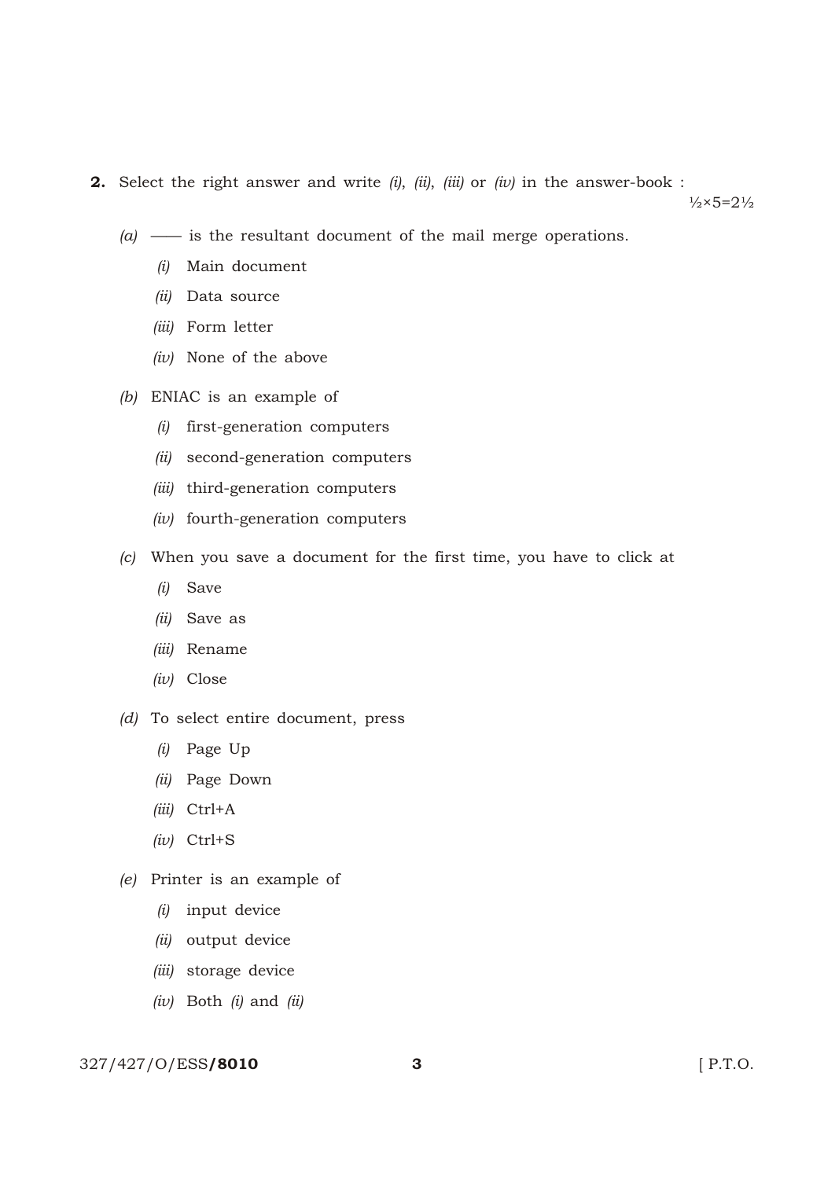**2.** Select the right answer and write *(i)*, *(ii)*, *(iii)* or *(iv)* in the answer-book : ½×5=2½

*(a)* —— is the resultant document of the mail merge operations.

*(i)* Main document

*(ii)* Data source

*(iii)* Form letter

*(iv)* None of the above

*(b)* ENIAC is an example of

*(i)* first-generation computers

*(ii)* second-generation computers

*(iii)* third-generation computers

*(iv)* fourth-generation computers

*(c)* When you save a document for the first time, you have to click at

*(i)* Save

*(ii)* Save as

*(iii)* Rename

*(iv)* Close

*(d)* To select entire document, press

*(i)* Page Up

*(ii)* Page Down

*(iii)* Ctrl+A

*(iv)* Ctrl+S

*(e)* Printer is an example of

*(i)* input device

*(ii)* output device

*(iii)* storage device

*(iv)* Both *(i)* and *(ii)*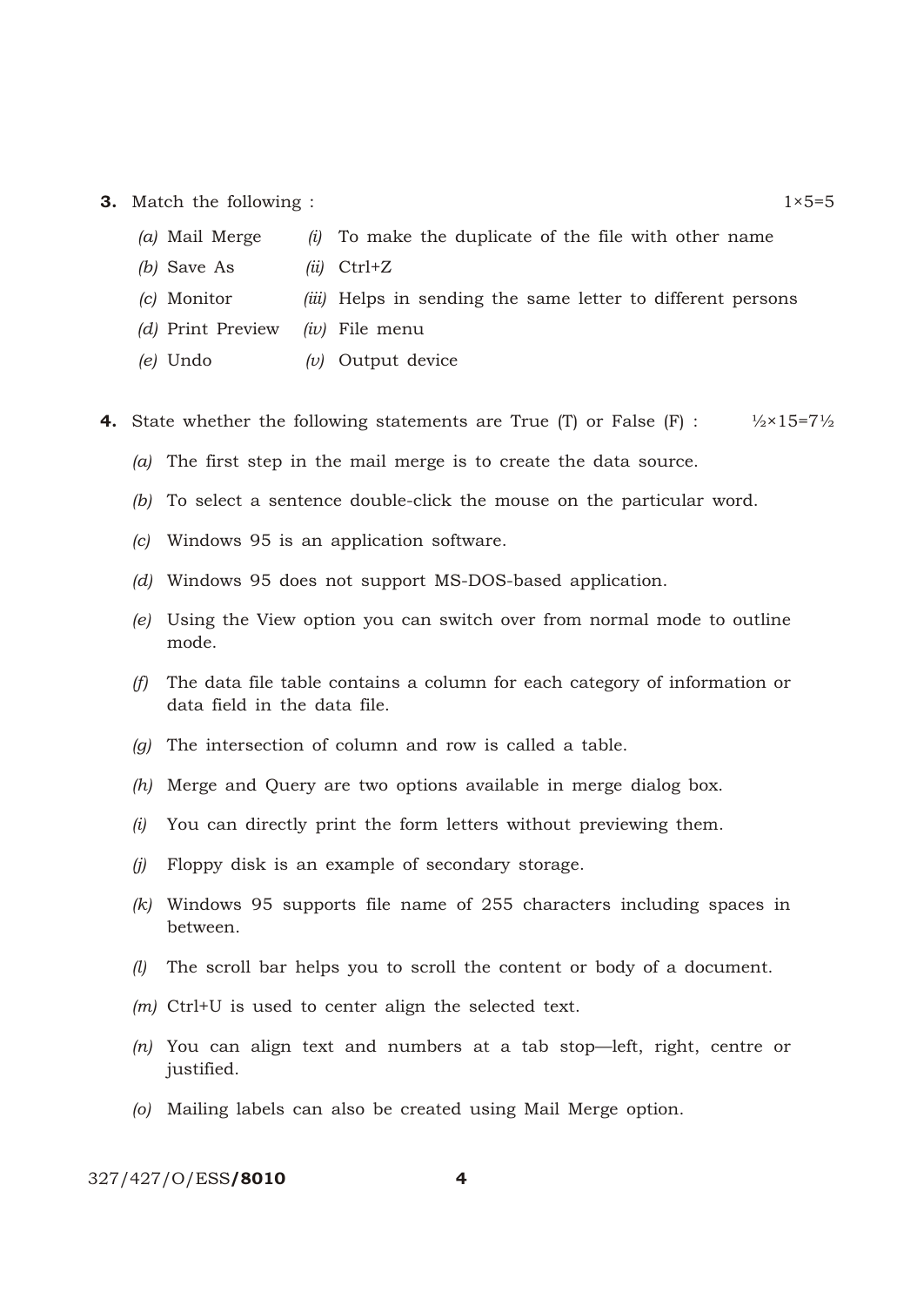**3.** Match the following : 1×5=5

| | |
|---|---|
| *(a)* Mail Merge | *(i)* To make the duplicate of the file with other name |
| *(b)* Save As | *(ii)* Ctrl+Z |
| *(c)* Monitor | *(iii)* Helps in sending the same letter to different persons |
| *(d)* Print Preview | *(iv)* File menu |
| *(e)* Undo | *(v)* Output device |

**4.** State whether the following statements are True (T) or False (F) : ½×15=7½

*(a)* The first step in the mail merge is to create the data source.

*(b)* To select a sentence double-click the mouse on the particular word.

*(c)* Windows 95 is an application software.

*(d)* Windows 95 does not support MS-DOS-based application.

*(e)* Using the View option you can switch over from normal mode to outline mode.

*(f)* The data file table contains a column for each category of information or data field in the data file.

*(g)* The intersection of column and row is called a table.

*(h)* Merge and Query are two options available in merge dialog box.

*(i)* You can directly print the form letters without previewing them.

*(j)* Floppy disk is an example of secondary storage.

*(k)* Windows 95 supports file name of 255 characters including spaces in between.

*(l)* The scroll bar helps you to scroll the content or body of a document.

*(m)* Ctrl+U is used to center align the selected text.

*(n)* You can align text and numbers at a tab stop—left, right, centre or justified.

*(o)* Mailing labels can also be created using Mail Merge option.

327/427/O/ESS/**8010**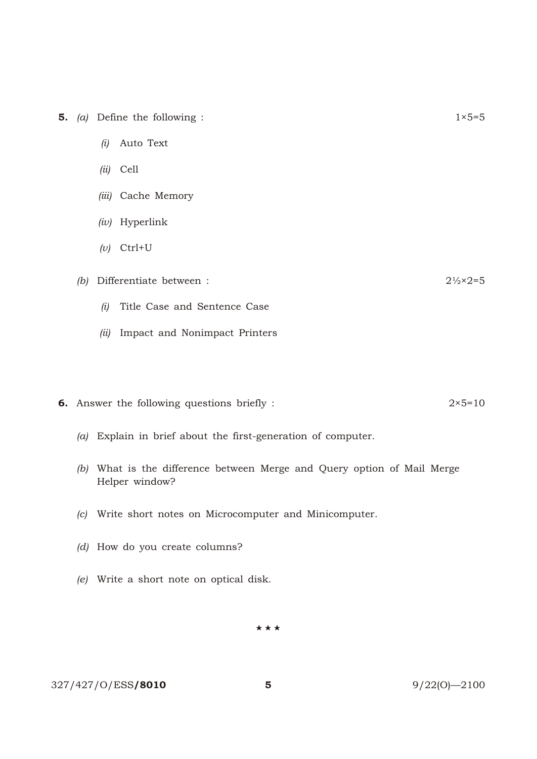**5.** *(a)* Define the following : 1×5=5

*(i)* Auto Text

*(ii)* Cell

*(iii)* Cache Memory

*(iv)* Hyperlink

*(v)* Ctrl+U

*(b)* Differentiate between : 2½×2=5

*(i)* Title Case and Sentence Case

*(ii)* Impact and Nonimpact Printers

**6.** Answer the following questions briefly : 2×5=10

*(a)* Explain in brief about the first-generation of computer.

*(b)* What is the difference between Merge and Query option of Mail Merge Helper window?

*(c)* Write short notes on Microcomputer and Minicomputer.

*(d)* How do you create columns?

*(e)* Write a short note on optical disk.

★ ★ ★